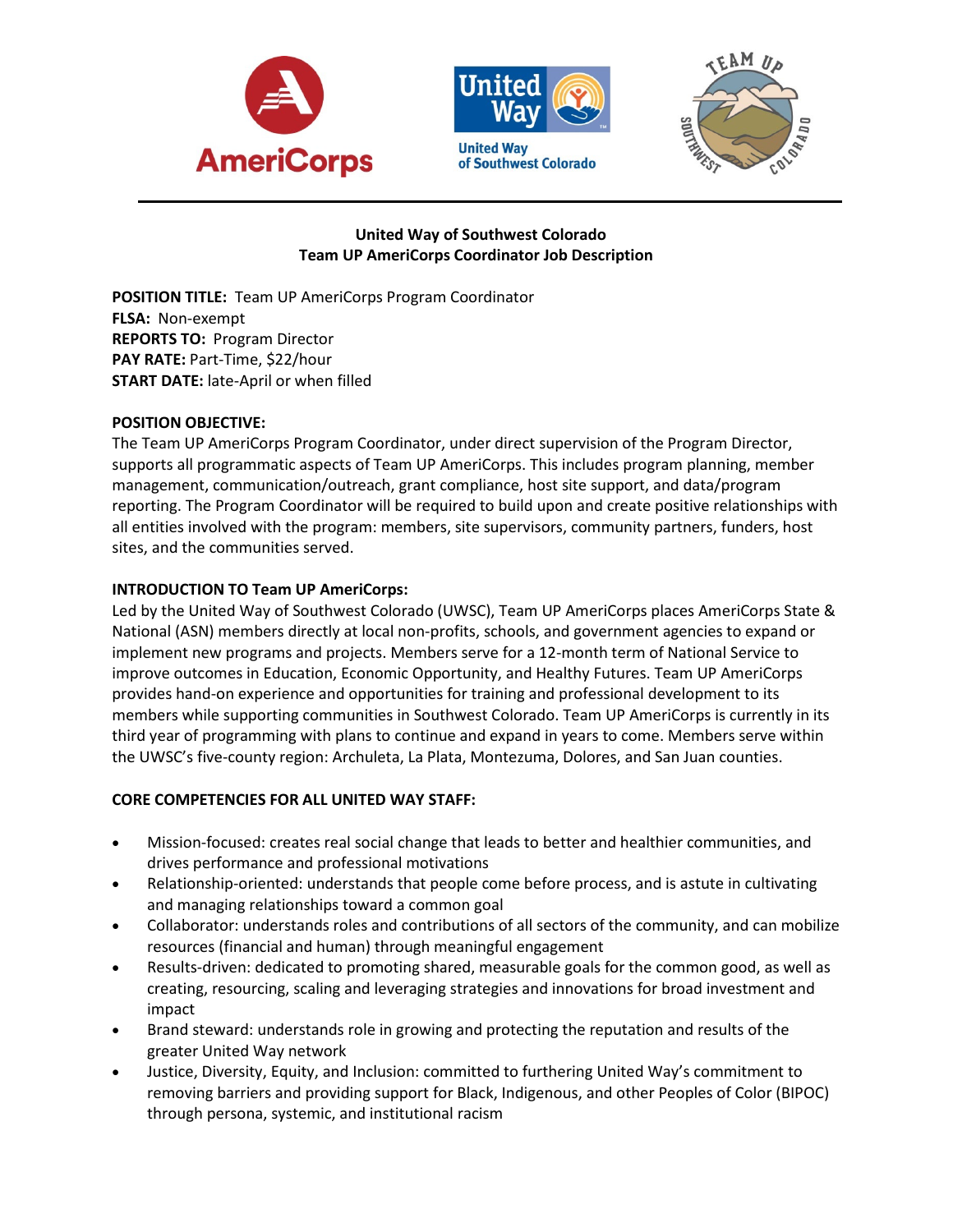## United Way of Southwest Colorado
## Team UP AmeriCorps Coordinator Job Description

**POSITION TITLE:** Team UP AmeriCorps Program Coordinator
**FLSA:** Non-exempt
**REPORTS TO:** Program Director
**PAY RATE:** Part-Time, $22/hour
**START DATE:** late-April or when filled

**POSITION OBJECTIVE:**

The Team UP AmeriCorps Program Coordinator, under direct supervision of the Program Director, supports all programmatic aspects of Team UP AmeriCorps. This includes program planning, member management, communication/outreach, grant compliance, host site support, and data/program reporting. The Program Coordinator will be required to build upon and create positive relationships with all entities involved with the program: members, site supervisors, community partners, funders, host sites, and the communities served.

**INTRODUCTION TO Team UP AmeriCorps:**

Led by the United Way of Southwest Colorado (UWSC), Team UP AmeriCorps places AmeriCorps State & National (ASN) members directly at local non-profits, schools, and government agencies to expand or implement new programs and projects. Members serve for a 12-month term of National Service to improve outcomes in Education, Economic Opportunity, and Healthy Futures. Team UP AmeriCorps provides hand-on experience and opportunities for training and professional development to its members while supporting communities in Southwest Colorado. Team UP AmeriCorps is currently in its third year of programming with plans to continue and expand in years to come. Members serve within the UWSC's five-county region: Archuleta, La Plata, Montezuma, Dolores, and San Juan counties.

**CORE COMPETENCIES FOR ALL UNITED WAY STAFF:**

- Mission-focused: creates real social change that leads to better and healthier communities, and drives performance and professional motivations
- Relationship-oriented: understands that people come before process, and is astute in cultivating and managing relationships toward a common goal
- Collaborator: understands roles and contributions of all sectors of the community, and can mobilize resources (financial and human) through meaningful engagement
- Results-driven: dedicated to promoting shared, measurable goals for the common good, as well as creating, resourcing, scaling and leveraging strategies and innovations for broad investment and impact
- Brand steward: understands role in growing and protecting the reputation and results of the greater United Way network
- Justice, Diversity, Equity, and Inclusion: committed to furthering United Way's commitment to removing barriers and providing support for Black, Indigenous, and other Peoples of Color (BIPOC) through persona, systemic, and institutional racism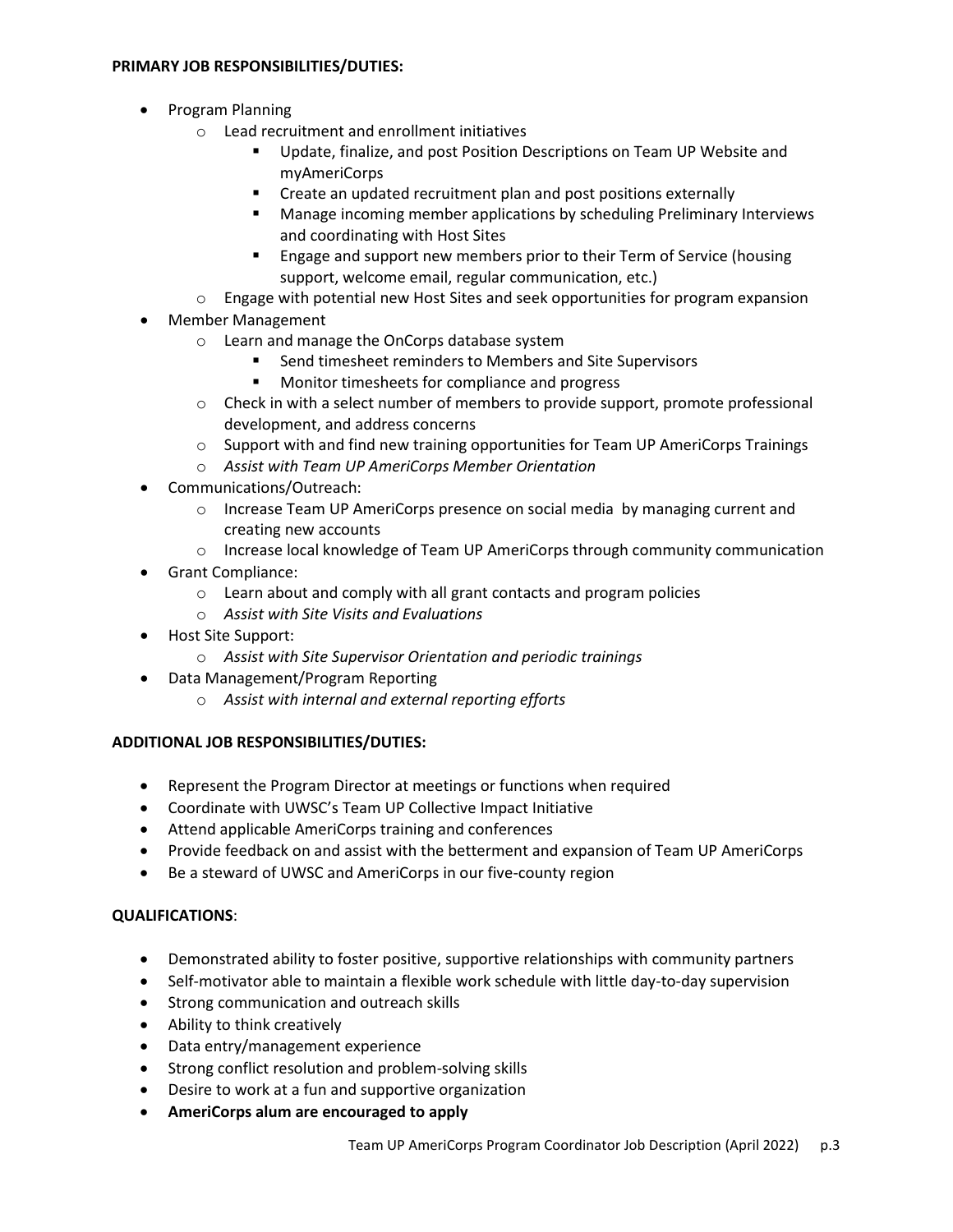**PRIMARY JOB RESPONSIBILITIES/DUTIES:**

- Program Planning
  - Lead recruitment and enrollment initiatives
    - Update, finalize, and post Position Descriptions on Team UP Website and myAmeriCorps
    - Create an updated recruitment plan and post positions externally
    - Manage incoming member applications by scheduling Preliminary Interviews and coordinating with Host Sites
    - Engage and support new members prior to their Term of Service (housing support, welcome email, regular communication, etc.)
  - Engage with potential new Host Sites and seek opportunities for program expansion
- Member Management
  - Learn and manage the OnCorps database system
    - Send timesheet reminders to Members and Site Supervisors
    - Monitor timesheets for compliance and progress
  - Check in with a select number of members to provide support, promote professional development, and address concerns
  - Support with and find new training opportunities for Team UP AmeriCorps Trainings
  - *Assist with Team UP AmeriCorps Member Orientation*
- Communications/Outreach:
  - Increase Team UP AmeriCorps presence on social media by managing current and creating new accounts
  - Increase local knowledge of Team UP AmeriCorps through community communication
- Grant Compliance:
  - Learn about and comply with all grant contacts and program policies
  - *Assist with Site Visits and Evaluations*
- Host Site Support:
  - *Assist with Site Supervisor Orientation and periodic trainings*
- Data Management/Program Reporting
  - *Assist with internal and external reporting efforts*

**ADDITIONAL JOB RESPONSIBILITIES/DUTIES:**

- Represent the Program Director at meetings or functions when required
- Coordinate with UWSC's Team UP Collective Impact Initiative
- Attend applicable AmeriCorps training and conferences
- Provide feedback on and assist with the betterment and expansion of Team UP AmeriCorps
- Be a steward of UWSC and AmeriCorps in our five-county region

**QUALIFICATIONS**:

- Demonstrated ability to foster positive, supportive relationships with community partners
- Self-motivator able to maintain a flexible work schedule with little day-to-day supervision
- Strong communication and outreach skills
- Ability to think creatively
- Data entry/management experience
- Strong conflict resolution and problem-solving skills
- Desire to work at a fun and supportive organization
- **AmeriCorps alum are encouraged to apply**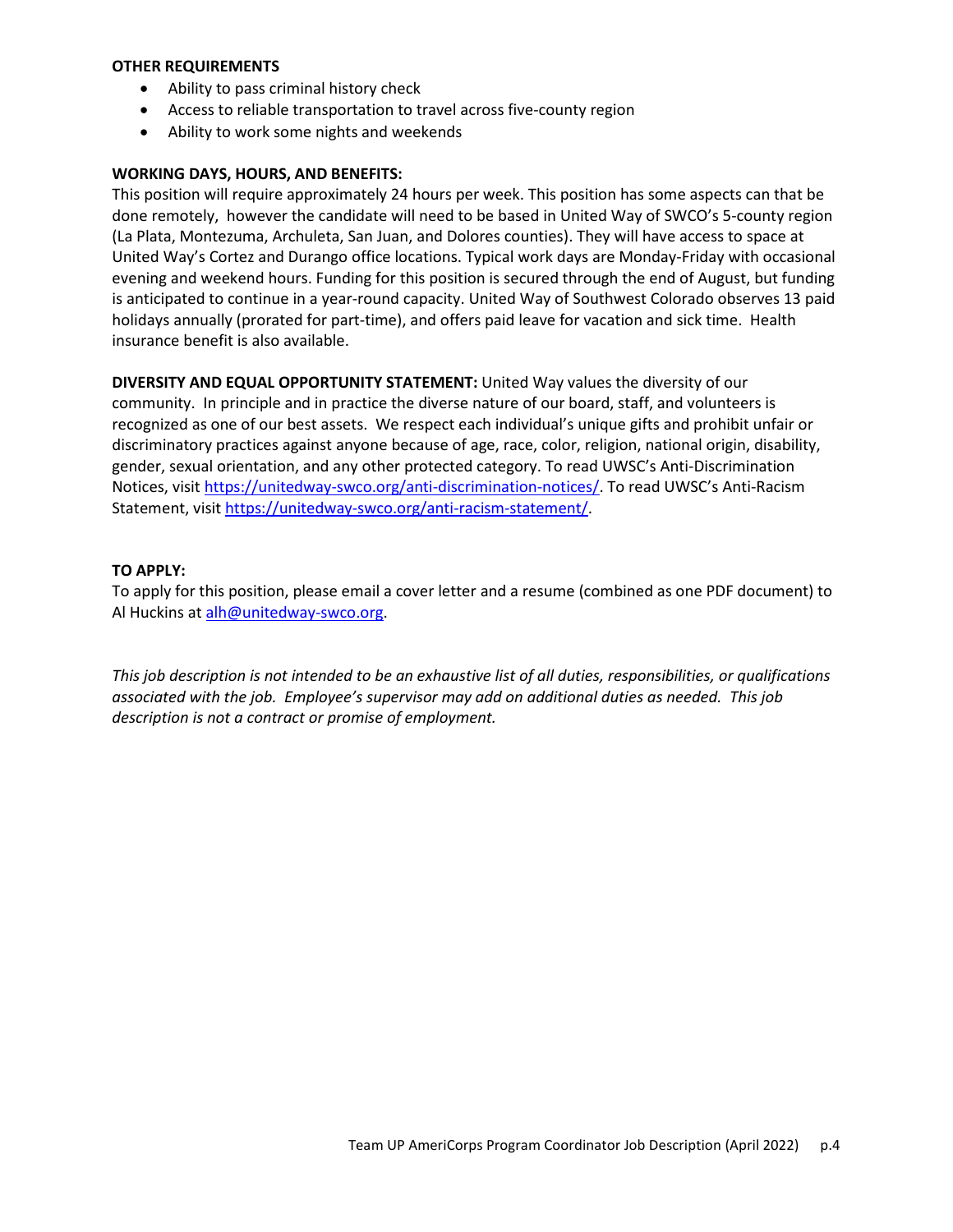**OTHER REQUIREMENTS**

- Ability to pass criminal history check
- Access to reliable transportation to travel across five-county region
- Ability to work some nights and weekends

**WORKING DAYS, HOURS, AND BENEFITS:**

This position will require approximately 24 hours per week. This position has some aspects can that be done remotely, however the candidate will need to be based in United Way of SWCO's 5-county region (La Plata, Montezuma, Archuleta, San Juan, and Dolores counties). They will have access to space at United Way's Cortez and Durango office locations. Typical work days are Monday-Friday with occasional evening and weekend hours. Funding for this position is secured through the end of August, but funding is anticipated to continue in a year-round capacity. United Way of Southwest Colorado observes 13 paid holidays annually (prorated for part-time), and offers paid leave for vacation and sick time. Health insurance benefit is also available.

**DIVERSITY AND EQUAL OPPORTUNITY STATEMENT:** United Way values the diversity of our community. In principle and in practice the diverse nature of our board, staff, and volunteers is recognized as one of our best assets. We respect each individual's unique gifts and prohibit unfair or discriminatory practices against anyone because of age, race, color, religion, national origin, disability, gender, sexual orientation, and any other protected category. To read UWSC's Anti-Discrimination Notices, visit https://unitedway-swco.org/anti-discrimination-notices/. To read UWSC's Anti-Racism Statement, visit https://unitedway-swco.org/anti-racism-statement/.

**TO APPLY:**

To apply for this position, please email a cover letter and a resume (combined as one PDF document) to Al Huckins at alh@unitedway-swco.org.

*This job description is not intended to be an exhaustive list of all duties, responsibilities, or qualifications associated with the job. Employee's supervisor may add on additional duties as needed. This job description is not a contract or promise of employment.*